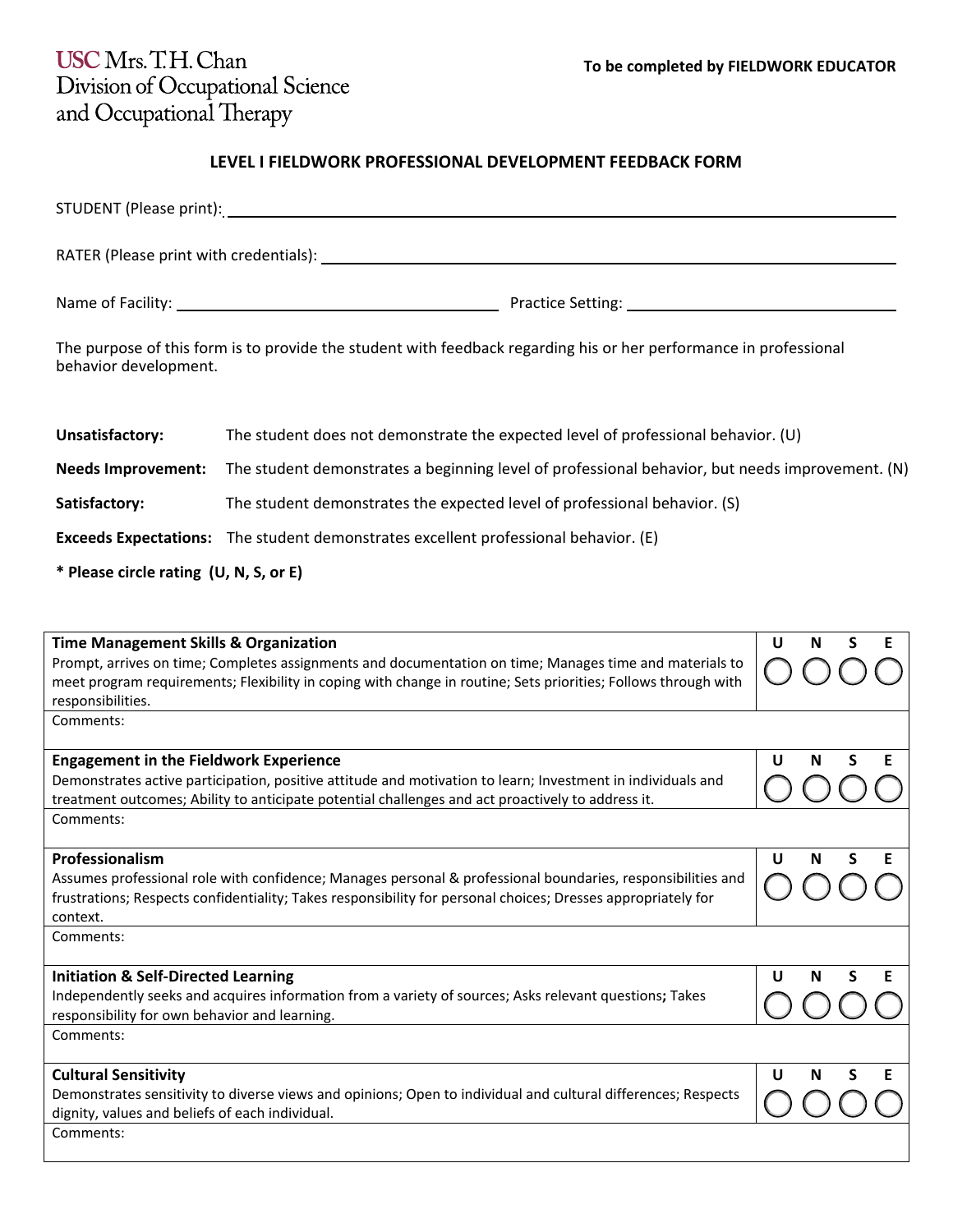USC Mrs. T.H. Chan
Division of Occupational Science
and Occupational Therapy

**To be completed by FIELDWORK EDUCATOR**

## LEVEL I FIELDWORK PROFESSIONAL DEVELOPMENT FEEDBACK FORM

STUDENT (Please print): ______________________________

RATER (Please print with credentials): ______________________________

Name of Facility: ______________________ Practice Setting: ______________________

The purpose of this form is to provide the student with feedback regarding his or her performance in professional behavior development.

**Unsatisfactory:** The student does not demonstrate the expected level of professional behavior. (U)

**Needs Improvement:** The student demonstrates a beginning level of professional behavior, but needs improvement. (N)

**Satisfactory:** The student demonstrates the expected level of professional behavior. (S)

**Exceeds Expectations:** The student demonstrates excellent professional behavior. (E)

**\* Please circle rating (U, N, S, or E)**

| Criteria | U | N | S | E |
|---|---|---|---|---|
| **Time Management Skills & Organization**<br>Prompt, arrives on time; Completes assignments and documentation on time; Manages time and materials to meet program requirements; Flexibility in coping with change in routine; Sets priorities; Follows through with responsibilities. | ◯ | ◯ | ◯ | ◯ |
| Comments: | | | | |
| **Engagement in the Fieldwork Experience**<br>Demonstrates active participation, positive attitude and motivation to learn; Investment in individuals and treatment outcomes; Ability to anticipate potential challenges and act proactively to address it. | ◯ | ◯ | ◯ | ◯ |
| Comments: | | | | |
| **Professionalism**<br>Assumes professional role with confidence; Manages personal & professional boundaries, responsibilities and frustrations; Respects confidentiality; Takes responsibility for personal choices; Dresses appropriately for context. | ◯ | ◯ | ◯ | ◯ |
| Comments: | | | | |
| **Initiation & Self-Directed Learning**<br>Independently seeks and acquires information from a variety of sources; Asks relevant questions**;** Takes responsibility for own behavior and learning. | ◯ | ◯ | ◯ | ◯ |
| Comments: | | | | |
| **Cultural Sensitivity**<br>Demonstrates sensitivity to diverse views and opinions; Open to individual and cultural differences; Respects dignity, values and beliefs of each individual. | ◯ | ◯ | ◯ | ◯ |
| Comments: | | | | |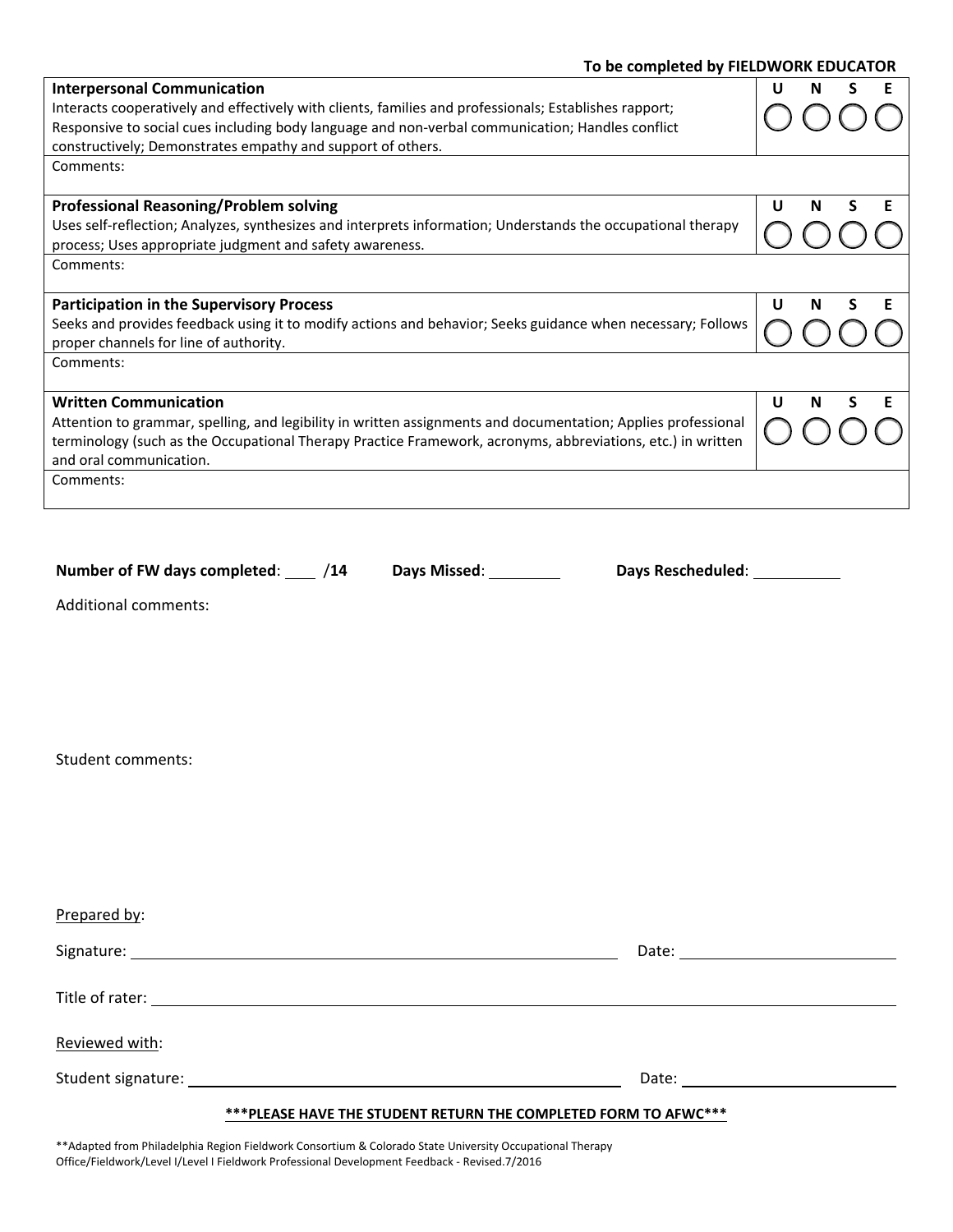**To be completed by FIELDWORK EDUCATOR**

| | U | N | S | E |
|---|---|---|---|---|
| **Interpersonal Communication**<br>Interacts cooperatively and effectively with clients, families and professionals; Establishes rapport; Responsive to social cues including body language and non-verbal communication; Handles conflict constructively; Demonstrates empathy and support of others. | ◯ | ◯ | ◯ | ◯ |
| Comments: | | | | |
| **Professional Reasoning/Problem solving**<br>Uses self-reflection; Analyzes, synthesizes and interprets information; Understands the occupational therapy process; Uses appropriate judgment and safety awareness. | ◯ | ◯ | ◯ | ◯ |
| Comments: | | | | |
| **Participation in the Supervisory Process**<br>Seeks and provides feedback using it to modify actions and behavior; Seeks guidance when necessary; Follows proper channels for line of authority. | ◯ | ◯ | ◯ | ◯ |
| Comments: | | | | |
| **Written Communication**<br>Attention to grammar, spelling, and legibility in written assignments and documentation; Applies professional terminology (such as the Occupational Therapy Practice Framework, acronyms, abbreviations, etc.) in written and oral communication. | ◯ | ◯ | ◯ | ◯ |
| Comments: | | | | |

**Number of FW days completed**: ____ **/14** **Days Missed**: ________ **Days Rescheduled**: ________

Additional comments:

Student comments:

Prepared by:

Signature: ______________________________ Date: ______________

Title of rater: ______________________________

Reviewed with:

Student signature: ______________________________ Date: ______________

**\*\*\*PLEASE HAVE THE STUDENT RETURN THE COMPLETED FORM TO AFWC\*\*\***

\*\*Adapted from Philadelphia Region Fieldwork Consortium & Colorado State University Occupational Therapy
Office/Fieldwork/Level I/Level I Fieldwork Professional Development Feedback - Revised.7/2016